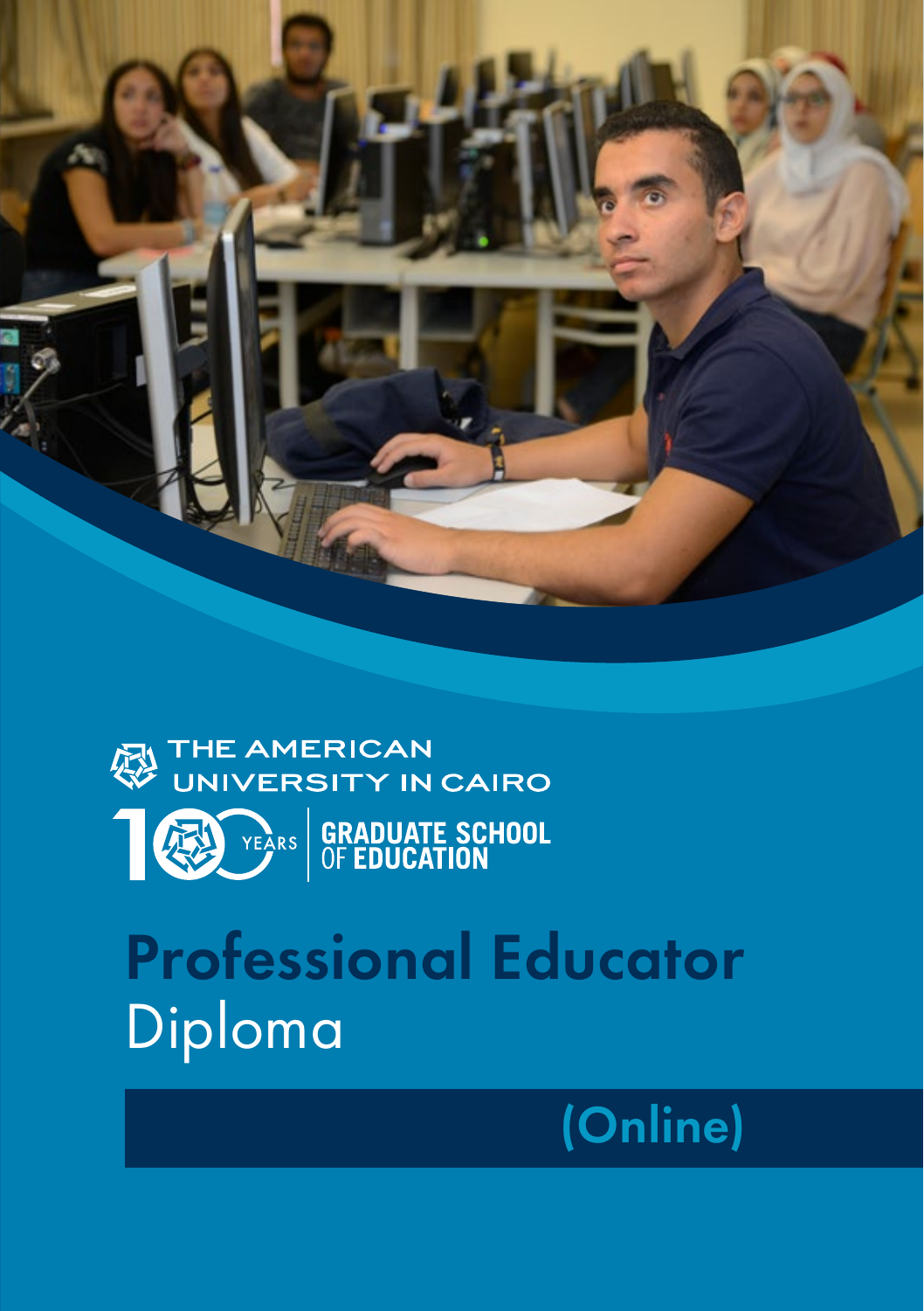THE AMERICAN UNIVERSITY IN CAIRO

100 YEARS | GRADUATE SCHOOL OF EDUCATION

# Professional Educator Diploma

## (Online)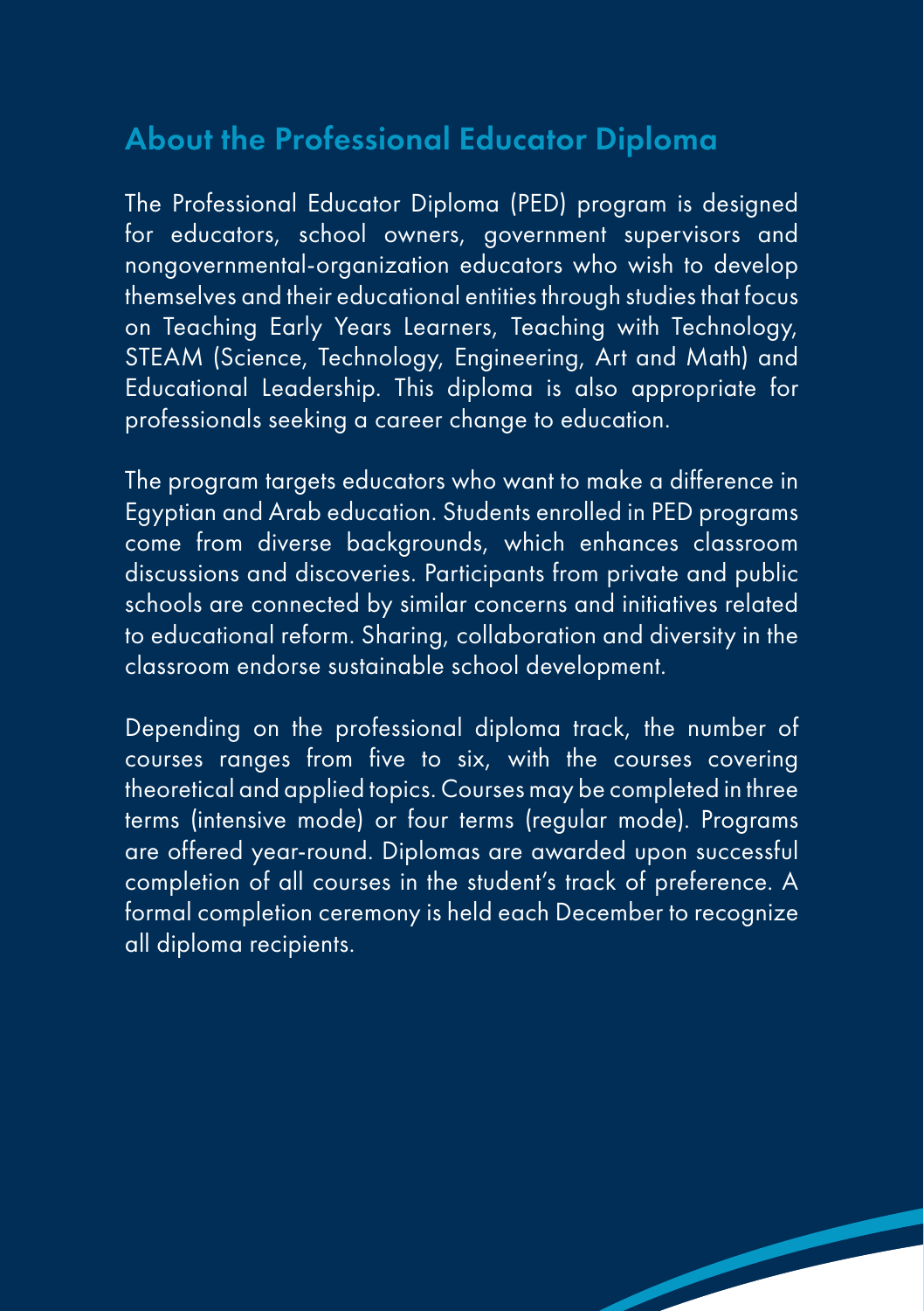## About the Professional Educator Diploma

The Professional Educator Diploma (PED) program is designed for educators, school owners, government supervisors and nongovernmental-organization educators who wish to develop themselves and their educational entities through studies that focus on Teaching Early Years Learners, Teaching with Technology, STEAM (Science, Technology, Engineering, Art and Math) and Educational Leadership. This diploma is also appropriate for professionals seeking a career change to education.

The program targets educators who want to make a difference in Egyptian and Arab education. Students enrolled in PED programs come from diverse backgrounds, which enhances classroom discussions and discoveries. Participants from private and public schools are connected by similar concerns and initiatives related to educational reform. Sharing, collaboration and diversity in the classroom endorse sustainable school development.

Depending on the professional diploma track, the number of courses ranges from five to six, with the courses covering theoretical and applied topics. Courses may be completed in three terms (intensive mode) or four terms (regular mode). Programs are offered year-round. Diplomas are awarded upon successful completion of all courses in the student's track of preference. A formal completion ceremony is held each December to recognize all diploma recipients.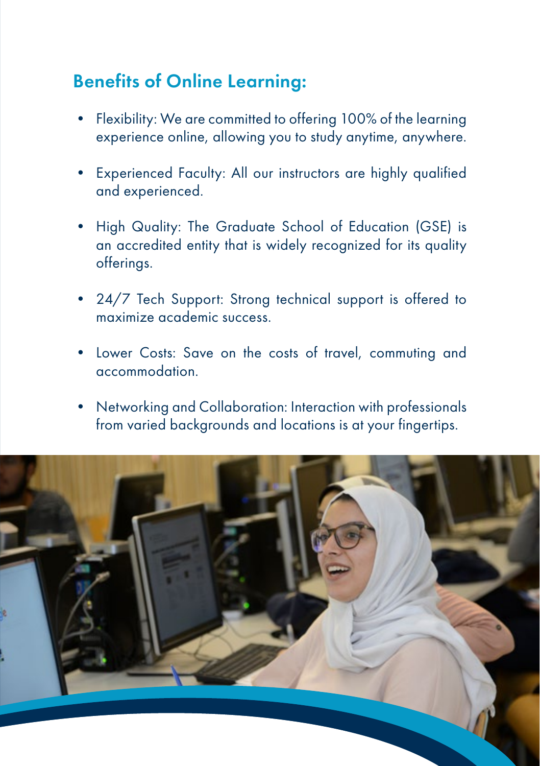## Benefits of Online Learning:

- Flexibility: We are committed to offering 100% of the learning experience online, allowing you to study anytime, anywhere.
- Experienced Faculty: All our instructors are highly qualified and experienced.
- High Quality: The Graduate School of Education (GSE) is an accredited entity that is widely recognized for its quality offerings.
- 24/7 Tech Support: Strong technical support is offered to maximize academic success.
- Lower Costs: Save on the costs of travel, commuting and accommodation.
- Networking and Collaboration: Interaction with professionals from varied backgrounds and locations is at your fingertips.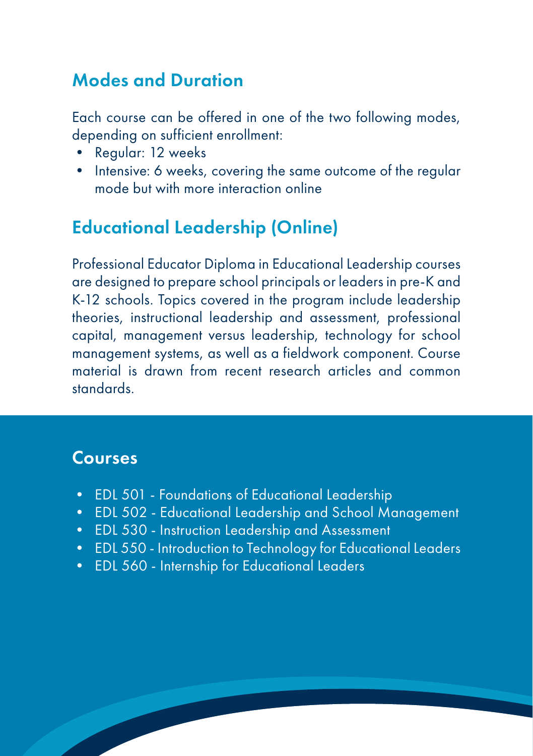## Modes and Duration

Each course can be offered in one of the two following modes, depending on sufficient enrollment:

- Regular: 12 weeks
- Intensive: 6 weeks, covering the same outcome of the regular mode but with more interaction online

## Educational Leadership (Online)

Professional Educator Diploma in Educational Leadership courses are designed to prepare school principals or leaders in pre-K and K-12 schools. Topics covered in the program include leadership theories, instructional leadership and assessment, professional capital, management versus leadership, technology for school management systems, as well as a fieldwork component. Course material is drawn from recent research articles and common standards.

## Courses

- EDL 501 - Foundations of Educational Leadership
- EDL 502 - Educational Leadership and School Management
- EDL 530 - Instruction Leadership and Assessment
- EDL 550 - Introduction to Technology for Educational Leaders
- EDL 560 - Internship for Educational Leaders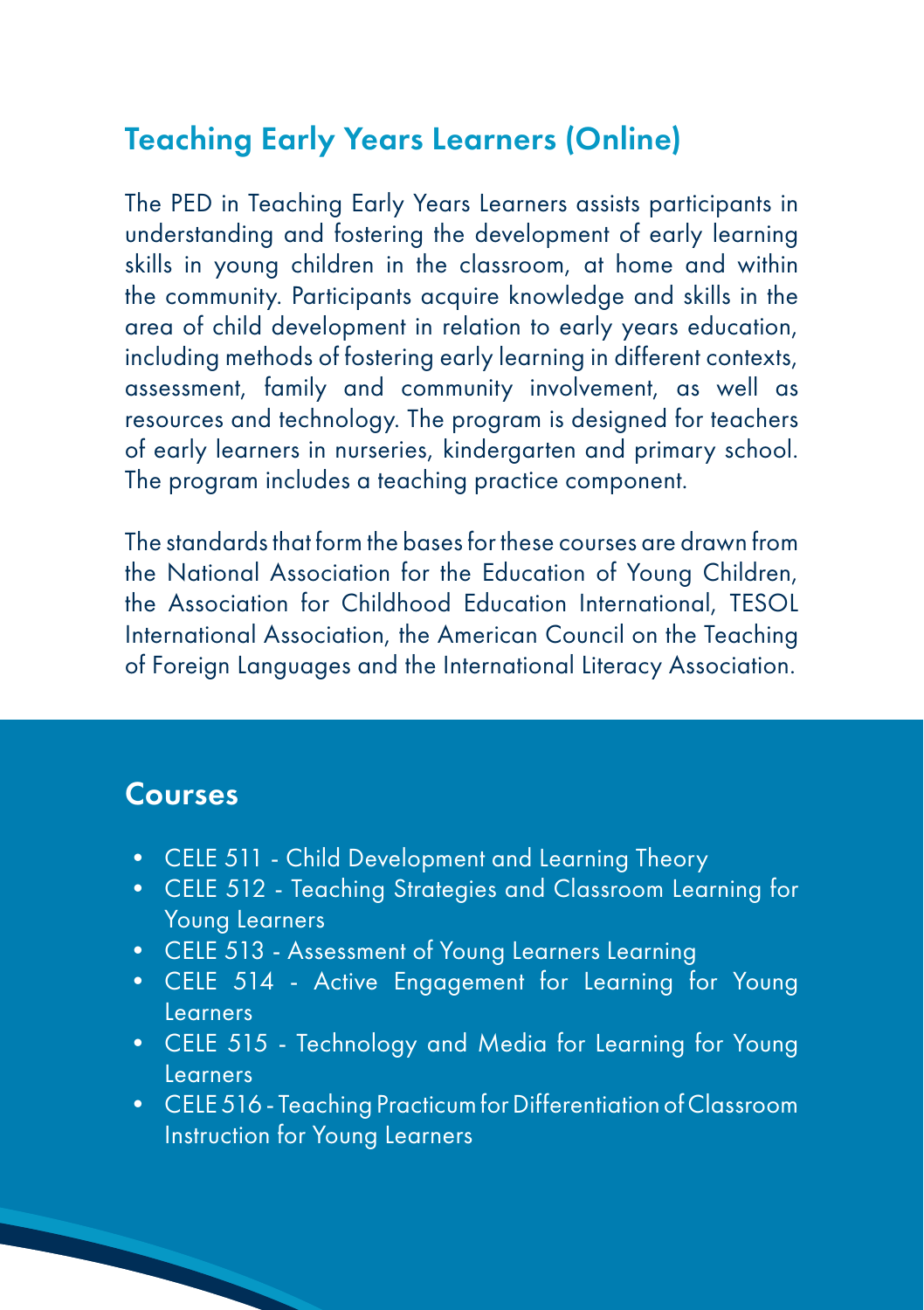## Teaching Early Years Learners (Online)

The PED in Teaching Early Years Learners assists participants in understanding and fostering the development of early learning skills in young children in the classroom, at home and within the community. Participants acquire knowledge and skills in the area of child development in relation to early years education, including methods of fostering early learning in different contexts, assessment, family and community involvement, as well as resources and technology. The program is designed for teachers of early learners in nurseries, kindergarten and primary school. The program includes a teaching practice component.

The standards that form the bases for these courses are drawn from the National Association for the Education of Young Children, the Association for Childhood Education International, TESOL International Association, the American Council on the Teaching of Foreign Languages and the International Literacy Association.

### Courses

- CELE 511 - Child Development and Learning Theory
- CELE 512 - Teaching Strategies and Classroom Learning for Young Learners
- CELE 513 - Assessment of Young Learners Learning
- CELE 514 - Active Engagement for Learning for Young Learners
- CELE 515 - Technology and Media for Learning for Young Learners
- CELE 516 - Teaching Practicum for Differentiation of Classroom Instruction for Young Learners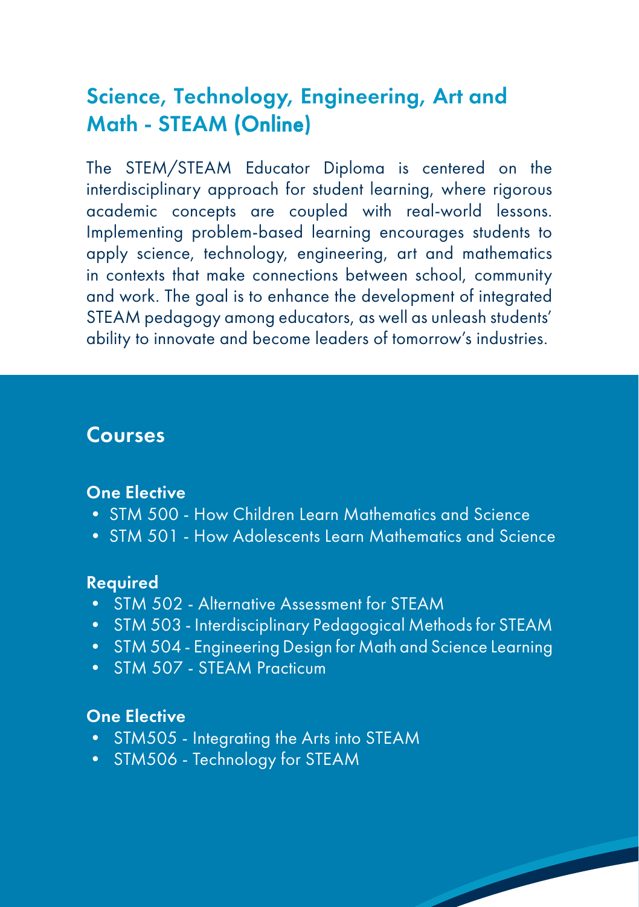## Science, Technology, Engineering, Art and Math - STEAM (Online)

The STEM/STEAM Educator Diploma is centered on the interdisciplinary approach for student learning, where rigorous academic concepts are coupled with real-world lessons. Implementing problem-based learning encourages students to apply science, technology, engineering, art and mathematics in contexts that make connections between school, community and work. The goal is to enhance the development of integrated STEAM pedagogy among educators, as well as unleash students' ability to innovate and become leaders of tomorrow's industries.

## Courses

### One Elective

- STM 500 - How Children Learn Mathematics and Science
- STM 501 - How Adolescents Learn Mathematics and Science

### Required

- STM 502 - Alternative Assessment for STEAM
- STM 503 - Interdisciplinary Pedagogical Methods for STEAM
- STM 504 - Engineering Design for Math and Science Learning
- STM 507 - STEAM Practicum

### One Elective

- STM505 - Integrating the Arts into STEAM
- STM506 - Technology for STEAM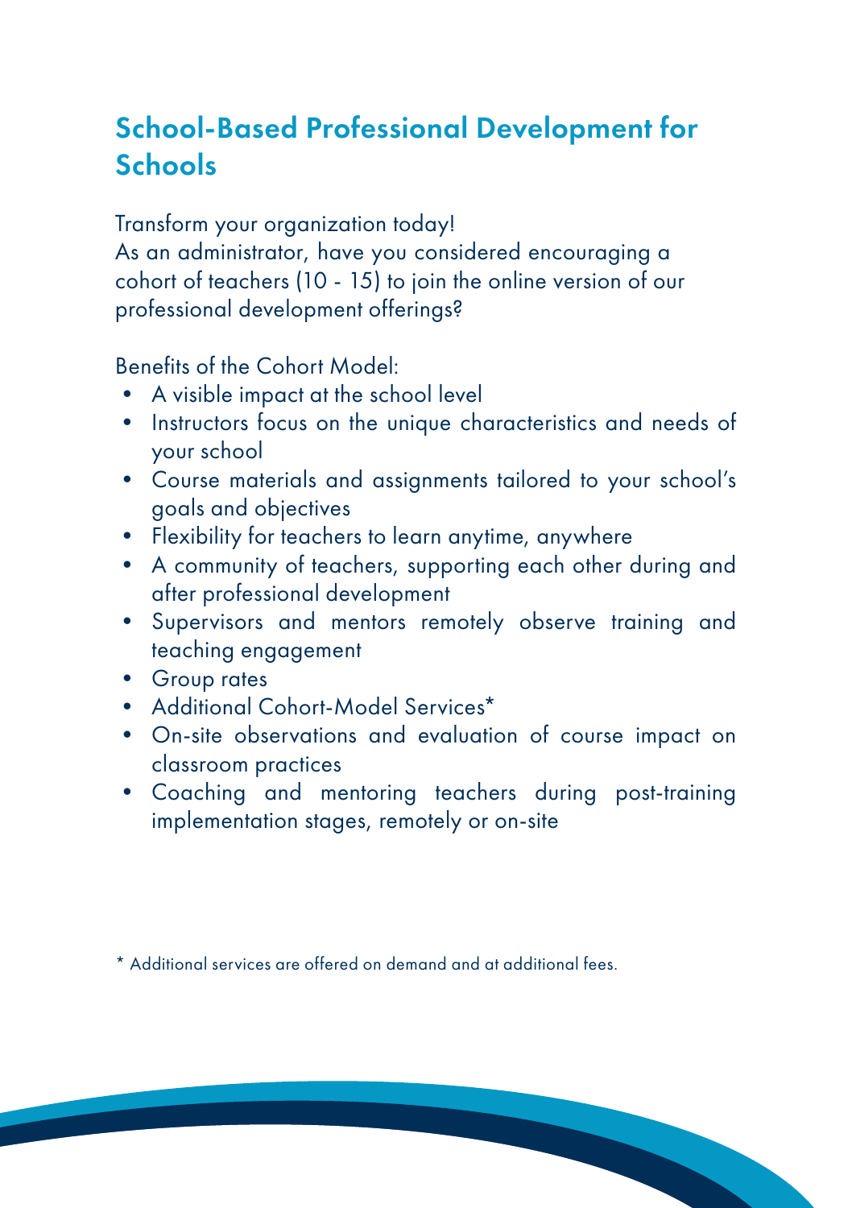## School-Based Professional Development for Schools

Transform your organization today!
As an administrator, have you considered encouraging a cohort of teachers (10 - 15) to join the online version of our professional development offerings?

Benefits of the Cohort Model:

- A visible impact at the school level
- Instructors focus on the unique characteristics and needs of your school
- Course materials and assignments tailored to your school's goals and objectives
- Flexibility for teachers to learn anytime, anywhere
- A community of teachers, supporting each other during and after professional development
- Supervisors and mentors remotely observe training and teaching engagement
- Group rates
- Additional Cohort-Model Services*
- On-site observations and evaluation of course impact on classroom practices
- Coaching and mentoring teachers during post-training implementation stages, remotely or on-site

* Additional services are offered on demand and at additional fees.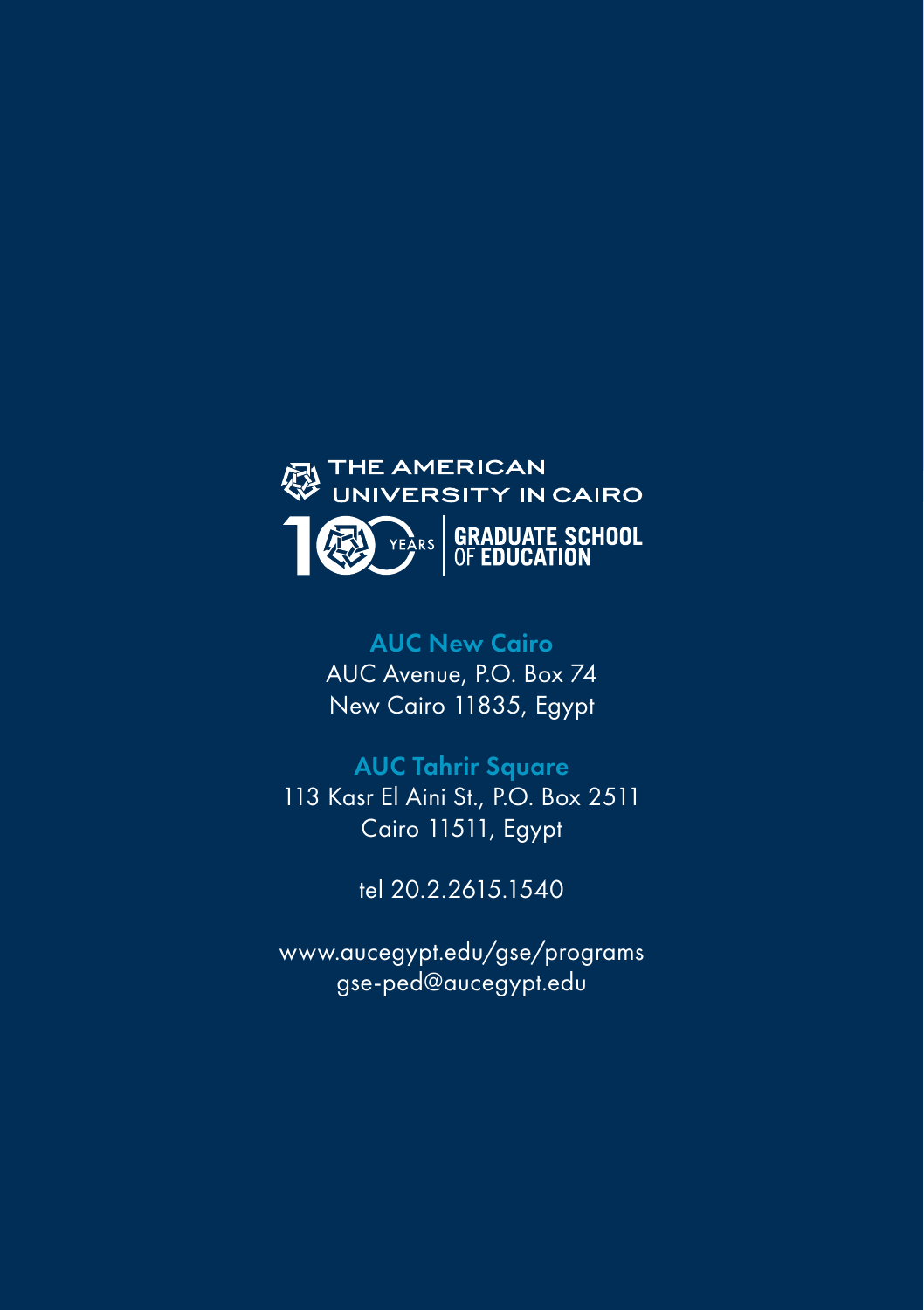THE AMERICAN UNIVERSITY IN CAIRO

100 YEARS | GRADUATE SCHOOL OF EDUCATION

**AUC New Cairo**
AUC Avenue, P.O. Box 74
New Cairo 11835, Egypt

**AUC Tahrir Square**
113 Kasr El Aini St., P.O. Box 2511
Cairo 11511, Egypt

tel 20.2.2615.1540

www.aucegypt.edu/gse/programs
gse-ped@aucegypt.edu